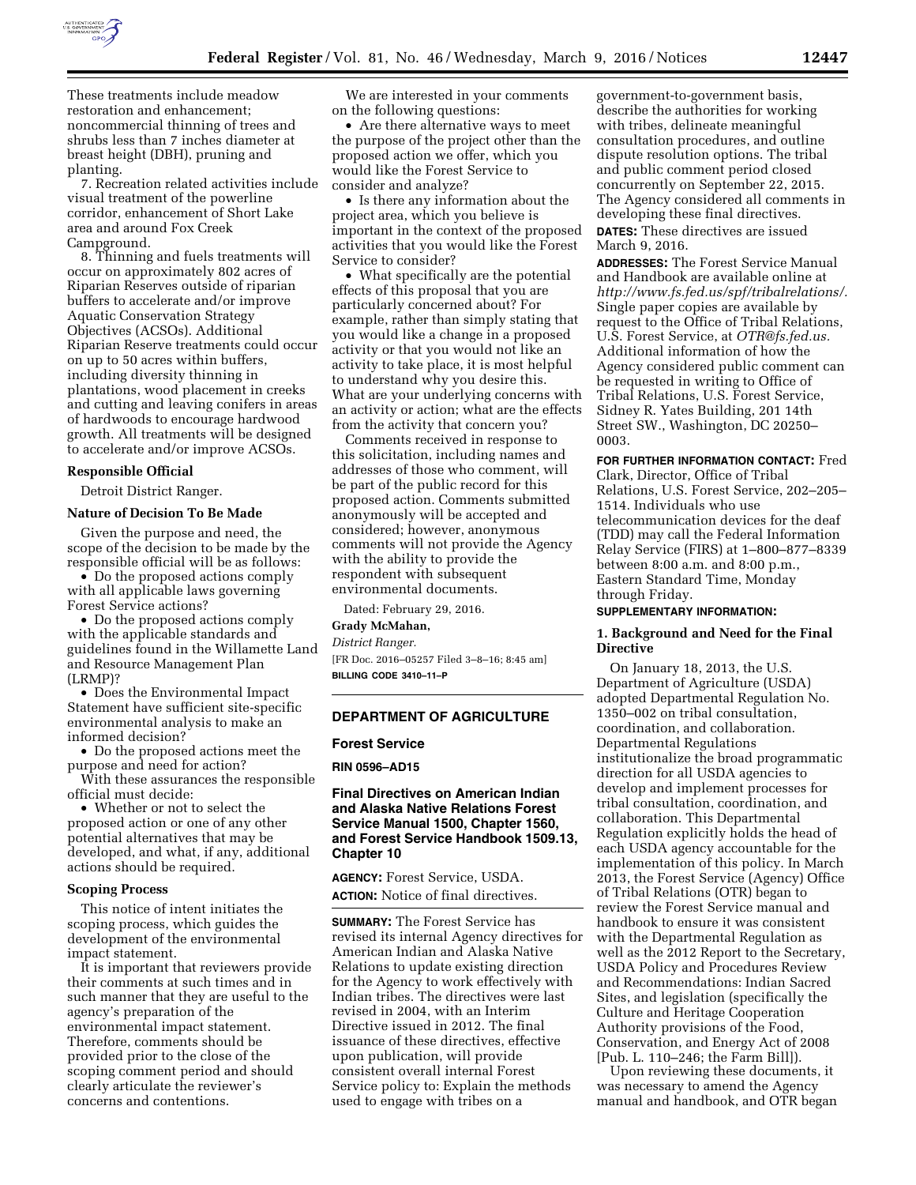These treatments include meadow restoration and enhancement; noncommercial thinning of trees and shrubs less than 7 inches diameter at breast height (DBH), pruning and planting.

7. Recreation related activities include visual treatment of the powerline corridor, enhancement of Short Lake area and around Fox Creek Campground.

8. Thinning and fuels treatments will occur on approximately 802 acres of Riparian Reserves outside of riparian buffers to accelerate and/or improve Aquatic Conservation Strategy Objectives (ACSOs). Additional Riparian Reserve treatments could occur on up to 50 acres within buffers, including diversity thinning in plantations, wood placement in creeks and cutting and leaving conifers in areas of hardwoods to encourage hardwood growth. All treatments will be designed to accelerate and/or improve ACSOs.

### Responsible Official

Detroit District Ranger.

### Nature of Decision To Be Made

Given the purpose and need, the scope of the decision to be made by the responsible official will be as follows:

- Do the proposed actions comply with all applicable laws governing Forest Service actions?
- Do the proposed actions comply with the applicable standards and guidelines found in the Willamette Land and Resource Management Plan (LRMP)?
- Does the Environmental Impact Statement have sufficient site-specific environmental analysis to make an informed decision?
- Do the proposed actions meet the purpose and need for action?

With these assurances the responsible official must decide:

- Whether or not to select the proposed action or one of any other potential alternatives that may be developed, and what, if any, additional actions should be required.

### Scoping Process

This notice of intent initiates the scoping process, which guides the development of the environmental impact statement.

It is important that reviewers provide their comments at such times and in such manner that they are useful to the agency's preparation of the environmental impact statement. Therefore, comments should be provided prior to the close of the scoping comment period and should clearly articulate the reviewer's concerns and contentions.

We are interested in your comments on the following questions:

- Are there alternative ways to meet the purpose of the project other than the proposed action we offer, which you would like the Forest Service to consider and analyze?
- Is there any information about the project area, which you believe is important in the context of the proposed activities that you would like the Forest Service to consider?
- What specifically are the potential effects of this proposal that you are particularly concerned about? For example, rather than simply stating that you would like a change in a proposed activity or that you would not like an activity to take place, it is most helpful to understand why you desire this. What are your underlying concerns with an activity or action; what are the effects from the activity that concern you?

Comments received in response to this solicitation, including names and addresses of those who comment, will be part of the public record for this proposed action. Comments submitted anonymously will be accepted and considered; however, anonymous comments will not provide the Agency with the ability to provide the respondent with subsequent environmental documents.

Dated: February 29, 2016.

**Grady McMahan,**

*District Ranger.*

[FR Doc. 2016–05257 Filed 3–8–16; 8:45 am]

**BILLING CODE 3410–11–P**

---

## DEPARTMENT OF AGRICULTURE

### Forest Service

**RIN 0596–AD15**

### Final Directives on American Indian and Alaska Native Relations Forest Service Manual 1500, Chapter 1560, and Forest Service Handbook 1509.13, Chapter 10

**AGENCY:** Forest Service, USDA.

**ACTION:** Notice of final directives.

**SUMMARY:** The Forest Service has revised its internal Agency directives for American Indian and Alaska Native Relations to update existing direction for the Agency to work effectively with Indian tribes. The directives were last revised in 2004, with an Interim Directive issued in 2012. The final issuance of these directives, effective upon publication, will provide consistent overall internal Forest Service policy to: Explain the methods used to engage with tribes on a government-to-government basis, describe the authorities for working with tribes, delineate meaningful consultation procedures, and outline dispute resolution options. The tribal and public comment period closed concurrently on September 22, 2015. The Agency considered all comments in developing these final directives.

**DATES:** These directives are issued March 9, 2016.

**ADDRESSES:** The Forest Service Manual and Handbook are available online at *http://www.fs.fed.us/spf/tribalrelations/.* Single paper copies are available by request to the Office of Tribal Relations, U.S. Forest Service, at *OTR@fs.fed.us.* Additional information of how the Agency considered public comment can be requested in writing to Office of Tribal Relations, U.S. Forest Service, Sidney R. Yates Building, 201 14th Street SW., Washington, DC 20250–0003.

**FOR FURTHER INFORMATION CONTACT:** Fred Clark, Director, Office of Tribal Relations, U.S. Forest Service, 202–205–1514. Individuals who use telecommunication devices for the deaf (TDD) may call the Federal Information Relay Service (FIRS) at 1–800–877–8339 between 8:00 a.m. and 8:00 p.m., Eastern Standard Time, Monday through Friday.

**SUPPLEMENTARY INFORMATION:**

### 1. Background and Need for the Final Directive

On January 18, 2013, the U.S. Department of Agriculture (USDA) adopted Departmental Regulation No. 1350–002 on tribal consultation, coordination, and collaboration. Departmental Regulations institutionalize the broad programmatic direction for all USDA agencies to develop and implement processes for tribal consultation, coordination, and collaboration. This Departmental Regulation explicitly holds the head of each USDA agency accountable for the implementation of this policy. In March 2013, the Forest Service (Agency) Office of Tribal Relations (OTR) began to review the Forest Service manual and handbook to ensure it was consistent with the Departmental Regulation as well as the 2012 Report to the Secretary, USDA Policy and Procedures Review and Recommendations: Indian Sacred Sites, and legislation (specifically the Culture and Heritage Cooperation Authority provisions of the Food, Conservation, and Energy Act of 2008 [Pub. L. 110–246; the Farm Bill]).

Upon reviewing these documents, it was necessary to amend the Agency manual and handbook, and OTR began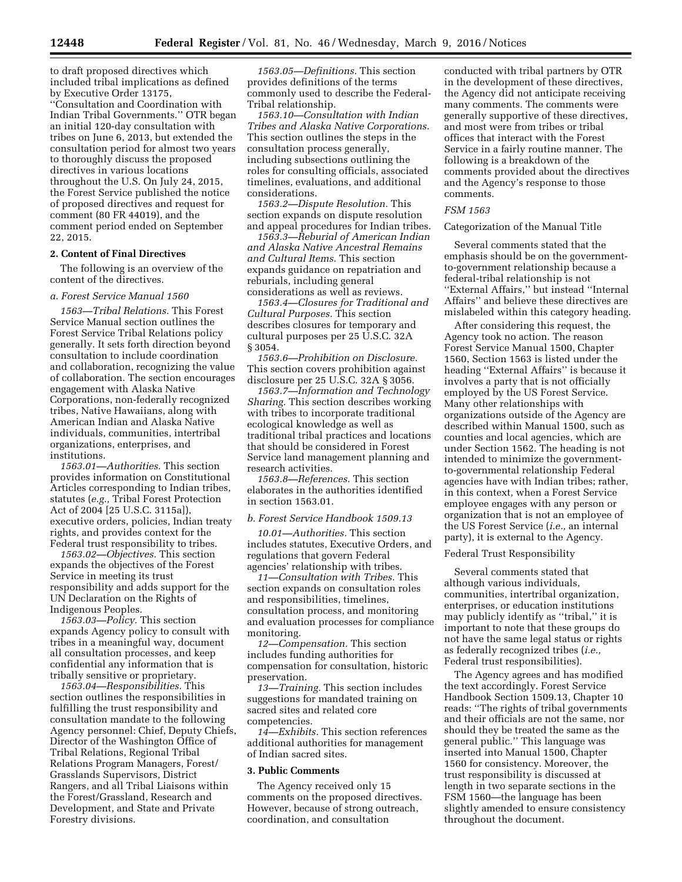to draft proposed directives which included tribal implications as defined by Executive Order 13175, ''Consultation and Coordination with Indian Tribal Governments.'' OTR began an initial 120-day consultation with tribes on June 6, 2013, but extended the consultation period for almost two years to thoroughly discuss the proposed directives in various locations throughout the U.S. On July 24, 2015, the Forest Service published the notice of proposed directives and request for comment (80 FR 44019), and the comment period ended on September 22, 2015.

### 2. Content of Final Directives

The following is an overview of the content of the directives.

#### a. Forest Service Manual 1560

*1563—Tribal Relations.* This Forest Service Manual section outlines the Forest Service Tribal Relations policy generally. It sets forth direction beyond consultation to include coordination and collaboration, recognizing the value of collaboration. The section encourages engagement with Alaska Native Corporations, non-federally recognized tribes, Native Hawaiians, along with American Indian and Alaska Native individuals, communities, intertribal organizations, enterprises, and institutions.

*1563.01—Authorities.* This section provides information on Constitutional Articles corresponding to Indian tribes, statutes (*e.g.,* Tribal Forest Protection Act of 2004 [25 U.S.C. 3115a]), executive orders, policies, Indian treaty rights, and provides context for the Federal trust responsibility to tribes.

*1563.02—Objectives.* This section expands the objectives of the Forest Service in meeting its trust responsibility and adds support for the UN Declaration on the Rights of Indigenous Peoples.

*1563.03—Policy.* This section expands Agency policy to consult with tribes in a meaningful way, document all consultation processes, and keep confidential any information that is tribally sensitive or proprietary.

*1563.04—Responsibilities.* This section outlines the responsibilities in fulfilling the trust responsibility and consultation mandate to the following Agency personnel: Chief, Deputy Chiefs, Director of the Washington Office of Tribal Relations, Regional Tribal Relations Program Managers, Forest/Grasslands Supervisors, District Rangers, and all Tribal Liaisons within the Forest/Grassland, Research and Development, and State and Private Forestry divisions.

*1563.05—Definitions.* This section provides definitions of the terms commonly used to describe the Federal-Tribal relationship.

*1563.10—Consultation with Indian Tribes and Alaska Native Corporations.* This section outlines the steps in the consultation process generally, including subsections outlining the roles for consulting officials, associated timelines, evaluations, and additional considerations.

*1563.2—Dispute Resolution.* This section expands on dispute resolution and appeal procedures for Indian tribes.

*1563.3—Reburial of American Indian and Alaska Native Ancestral Remains and Cultural Items.* This section expands guidance on repatriation and reburials, including general considerations as well as reviews.

*1563.4—Closures for Traditional and Cultural Purposes.* This section describes closures for temporary and cultural purposes per 25 U.S.C. 32A § 3054.

*1563.6—Prohibition on Disclosure.* This section covers prohibition against disclosure per 25 U.S.C. 32A § 3056.

*1563.7—Information and Technology Sharing.* This section describes working with tribes to incorporate traditional ecological knowledge as well as traditional tribal practices and locations that should be considered in Forest Service land management planning and research activities.

*1563.8—References.* This section elaborates in the authorities identified in section 1563.01.

#### b. Forest Service Handbook 1509.13

*10.01—Authorities.* This section includes statutes, Executive Orders, and regulations that govern Federal agencies' relationship with tribes.

*11—Consultation with Tribes.* This section expands on consultation roles and responsibilities, timelines, consultation process, and monitoring and evaluation processes for compliance monitoring.

*12—Compensation.* This section includes funding authorities for compensation for consultation, historic preservation.

*13—Training.* This section includes suggestions for mandated training on sacred sites and related core competencies.

*14—Exhibits.* This section references additional authorities for management of Indian sacred sites.

### 3. Public Comments

The Agency received only 15 comments on the proposed directives. However, because of strong outreach, coordination, and consultation conducted with tribal partners by OTR in the development of these directives, the Agency did not anticipate receiving many comments. The comments were generally supportive of these directives, and most were from tribes or tribal offices that interact with the Forest Service in a fairly routine manner. The following is a breakdown of the comments provided about the directives and the Agency's response to those comments.

#### FSM 1563

Categorization of the Manual Title

Several comments stated that the emphasis should be on the government-to-government relationship because a federal-tribal relationship is not ''External Affairs,'' but instead ''Internal Affairs'' and believe these directives are mislabeled within this category heading.

After considering this request, the Agency took no action. The reason Forest Service Manual 1500, Chapter 1560, Section 1563 is listed under the heading ''External Affairs'' is because it involves a party that is not officially employed by the US Forest Service. Many other relationships with organizations outside of the Agency are described within Manual 1500, such as counties and local agencies, which are under Section 1562. The heading is not intended to minimize the government-to-governmental relationship Federal agencies have with Indian tribes; rather, in this context, when a Forest Service employee engages with any person or organization that is not an employee of the US Forest Service (*i.e.,* an internal party), it is external to the Agency.

Federal Trust Responsibility

Several comments stated that although various individuals, communities, intertribal organization, enterprises, or education institutions may publicly identify as ''tribal,'' it is important to note that these groups do not have the same legal status or rights as federally recognized tribes (*i.e.,* Federal trust responsibilities).

The Agency agrees and has modified the text accordingly. Forest Service Handbook Section 1509.13, Chapter 10 reads: ''The rights of tribal governments and their officials are not the same, nor should they be treated the same as the general public.'' This language was inserted into Manual 1500, Chapter 1560 for consistency. Moreover, the trust responsibility is discussed at length in two separate sections in the FSM 1560—the language has been slightly amended to ensure consistency throughout the document.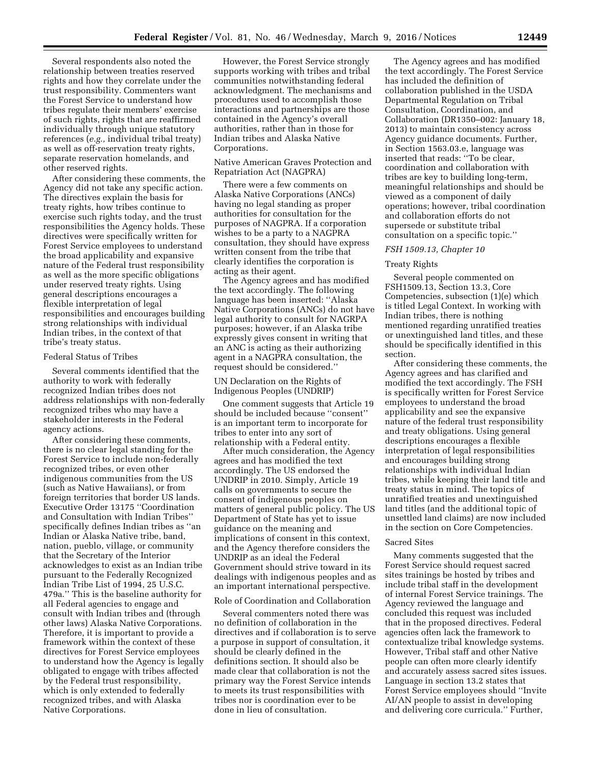Several respondents also noted the relationship between treaties reserved rights and how they correlate under the trust responsibility. Commenters want the Forest Service to understand how tribes regulate their members' exercise of such rights, rights that are reaffirmed individually through unique statutory references (*e.g.,* individual tribal treaty) as well as off-reservation treaty rights, separate reservation homelands, and other reserved rights.

After considering these comments, the Agency did not take any specific action. The directives explain the basis for treaty rights, how tribes continue to exercise such rights today, and the trust responsibilities the Agency holds. These directives were specifically written for Forest Service employees to understand the broad applicability and expansive nature of the Federal trust responsibility as well as the more specific obligations under reserved treaty rights. Using general descriptions encourages a flexible interpretation of legal responsibilities and encourages building strong relationships with individual Indian tribes, in the context of that tribe's treaty status.

Federal Status of Tribes

Several comments identified that the authority to work with federally recognized Indian tribes does not address relationships with non-federally recognized tribes who may have a stakeholder interests in the Federal agency actions.

After considering these comments, there is no clear legal standing for the Forest Service to include non-federally recognized tribes, or even other indigenous communities from the US (such as Native Hawaiians), or from foreign territories that border US lands. Executive Order 13175 ''Coordination and Consultation with Indian Tribes'' specifically defines Indian tribes as ''an Indian or Alaska Native tribe, band, nation, pueblo, village, or community that the Secretary of the Interior acknowledges to exist as an Indian tribe pursuant to the Federally Recognized Indian Tribe List of 1994, 25 U.S.C. 479a.'' This is the baseline authority for all Federal agencies to engage and consult with Indian tribes and (through other laws) Alaska Native Corporations. Therefore, it is important to provide a framework within the context of these directives for Forest Service employees to understand how the Agency is legally obligated to engage with tribes affected by the Federal trust responsibility, which is only extended to federally recognized tribes, and with Alaska Native Corporations.

However, the Forest Service strongly supports working with tribes and tribal communities notwithstanding federal acknowledgment. The mechanisms and procedures used to accomplish those interactions and partnerships are those contained in the Agency's overall authorities, rather than in those for Indian tribes and Alaska Native Corporations.

Native American Graves Protection and Repatriation Act (NAGPRA)

There were a few comments on Alaska Native Corporations (ANCs) having no legal standing as proper authorities for consultation for the purposes of NAGPRA. If a corporation wishes to be a party to a NAGPRA consultation, they should have express written consent from the tribe that clearly identifies the corporation is acting as their agent.

The Agency agrees and has modified the text accordingly. The following language has been inserted: ''Alaska Native Corporations (ANCs) do not have legal authority to consult for NAGRPA purposes; however, if an Alaska tribe expressly gives consent in writing that an ANC is acting as their authorizing agent in a NAGPRA consultation, the request should be considered.''

UN Declaration on the Rights of Indigenous Peoples (UNDRIP)

One comment suggests that Article 19 should be included because ''consent'' is an important term to incorporate for tribes to enter into any sort of relationship with a Federal entity.

After much consideration, the Agency agrees and has modified the text accordingly. The US endorsed the UNDRIP in 2010. Simply, Article 19 calls on governments to secure the consent of indigenous peoples on matters of general public policy. The US Department of State has yet to issue guidance on the meaning and implications of consent in this context, and the Agency therefore considers the UNDRIP as an ideal the Federal Government should strive toward in its dealings with indigenous peoples and as an important international perspective.

Role of Coordination and Collaboration

Several commenters noted there was no definition of collaboration in the directives and if collaboration is to serve a purpose in support of consultation, it should be clearly defined in the definitions section. It should also be made clear that collaboration is not the primary way the Forest Service intends to meets its trust responsibilities with tribes nor is coordination ever to be done in lieu of consultation.

The Agency agrees and has modified the text accordingly. The Forest Service has included the definition of collaboration published in the USDA Departmental Regulation on Tribal Consultation, Coordination, and Collaboration (DR1350–002: January 18, 2013) to maintain consistency across Agency guidance documents. Further, in Section 1563.03.e, language was inserted that reads: ''To be clear, coordination and collaboration with tribes are key to building long-term, meaningful relationships and should be viewed as a component of daily operations; however, tribal coordination and collaboration efforts do not supersede or substitute tribal consultation on a specific topic.''

*FSH 1509.13, Chapter 10*

Treaty Rights

Several people commented on FSH1509.13, Section 13.3, Core Competencies, subsection (1)(e) which is titled Legal Context. In working with Indian tribes, there is nothing mentioned regarding unratified treaties or unextinguished land titles, and these should be specifically identified in this section.

After considering these comments, the Agency agrees and has clarified and modified the text accordingly. The FSH is specifically written for Forest Service employees to understand the broad applicability and see the expansive nature of the federal trust responsibility and treaty obligations. Using general descriptions encourages a flexible interpretation of legal responsibilities and encourages building strong relationships with individual Indian tribes, while keeping their land title and treaty status in mind. The topics of unratified treaties and unextinguished land titles (and the additional topic of unsettled land claims) are now included in the section on Core Competencies.

Sacred Sites

Many comments suggested that the Forest Service should request sacred sites trainings be hosted by tribes and include tribal staff in the development of internal Forest Service trainings. The Agency reviewed the language and concluded this request was included that in the proposed directives. Federal agencies often lack the framework to contextualize tribal knowledge systems. However, Tribal staff and other Native people can often more clearly identify and accurately assess sacred sites issues. Language in section 13.2 states that Forest Service employees should ''Invite AI/AN people to assist in developing and delivering core curricula.'' Further,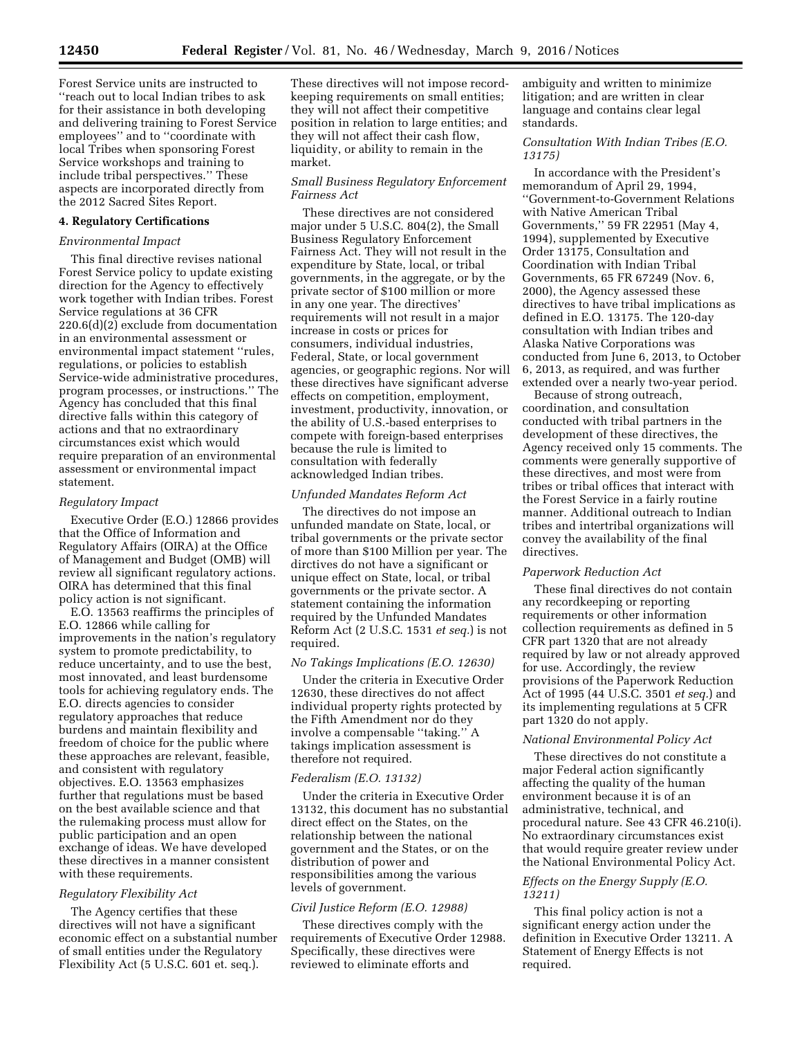Forest Service units are instructed to ''reach out to local Indian tribes to ask for their assistance in both developing and delivering training to Forest Service employees'' and to ''coordinate with local Tribes when sponsoring Forest Service workshops and training to include tribal perspectives.'' These aspects are incorporated directly from the 2012 Sacred Sites Report.

**4. Regulatory Certifications**

*Environmental Impact*

This final directive revises national Forest Service policy to update existing direction for the Agency to effectively work together with Indian tribes. Forest Service regulations at 36 CFR 220.6(d)(2) exclude from documentation in an environmental assessment or environmental impact statement ''rules, regulations, or policies to establish Service-wide administrative procedures, program processes, or instructions.'' The Agency has concluded that this final directive falls within this category of actions and that no extraordinary circumstances exist which would require preparation of an environmental assessment or environmental impact statement.

*Regulatory Impact*

Executive Order (E.O.) 12866 provides that the Office of Information and Regulatory Affairs (OIRA) at the Office of Management and Budget (OMB) will review all significant regulatory actions. OIRA has determined that this final policy action is not significant.

E.O. 13563 reaffirms the principles of E.O. 12866 while calling for improvements in the nation's regulatory system to promote predictability, to reduce uncertainty, and to use the best, most innovated, and least burdensome tools for achieving regulatory ends. The E.O. directs agencies to consider regulatory approaches that reduce burdens and maintain flexibility and freedom of choice for the public where these approaches are relevant, feasible, and consistent with regulatory objectives. E.O. 13563 emphasizes further that regulations must be based on the best available science and that the rulemaking process must allow for public participation and an open exchange of ideas. We have developed these directives in a manner consistent with these requirements.

*Regulatory Flexibility Act*

The Agency certifies that these directives will not have a significant economic effect on a substantial number of small entities under the Regulatory Flexibility Act (5 U.S.C. 601 et. seq.). These directives will not impose record-keeping requirements on small entities; they will not affect their competitive position in relation to large entities; and they will not affect their cash flow, liquidity, or ability to remain in the market.

*Small Business Regulatory Enforcement Fairness Act*

These directives are not considered major under 5 U.S.C. 804(2), the Small Business Regulatory Enforcement Fairness Act. They will not result in the expenditure by State, local, or tribal governments, in the aggregate, or by the private sector of $100 million or more in any one year. The directives' requirements will not result in a major increase in costs or prices for consumers, individual industries, Federal, State, or local government agencies, or geographic regions. Nor will these directives have significant adverse effects on competition, employment, investment, productivity, innovation, or the ability of U.S.-based enterprises to compete with foreign-based enterprises because the rule is limited to consultation with federally acknowledged Indian tribes.

*Unfunded Mandates Reform Act*

The directives do not impose an unfunded mandate on State, local, or tribal governments or the private sector of more than $100 Million per year. The dirctives do not have a significant or unique effect on State, local, or tribal governments or the private sector. A statement containing the information required by the Unfunded Mandates Reform Act (2 U.S.C. 1531 *et seq.*) is not required.

*No Takings Implications (E.O. 12630)*

Under the criteria in Executive Order 12630, these directives do not affect individual property rights protected by the Fifth Amendment nor do they involve a compensable ''taking.'' A takings implication assessment is therefore not required.

*Federalism (E.O. 13132)*

Under the criteria in Executive Order 13132, this document has no substantial direct effect on the States, on the relationship between the national government and the States, or on the distribution of power and responsibilities among the various levels of government.

*Civil Justice Reform (E.O. 12988)*

These directives comply with the requirements of Executive Order 12988. Specifically, these directives were reviewed to eliminate efforts and ambiguity and written to minimize litigation; and are written in clear language and contains clear legal standards.

*Consultation With Indian Tribes (E.O. 13175)*

In accordance with the President's memorandum of April 29, 1994, ''Government-to-Government Relations with Native American Tribal Governments,'' 59 FR 22951 (May 4, 1994), supplemented by Executive Order 13175, Consultation and Coordination with Indian Tribal Governments, 65 FR 67249 (Nov. 6, 2000), the Agency assessed these directives to have tribal implications as defined in E.O. 13175. The 120-day consultation with Indian tribes and Alaska Native Corporations was conducted from June 6, 2013, to October 6, 2013, as required, and was further extended over a nearly two-year period.

Because of strong outreach, coordination, and consultation conducted with tribal partners in the development of these directives, the Agency received only 15 comments. The comments were generally supportive of these directives, and most were from tribes or tribal offices that interact with the Forest Service in a fairly routine manner. Additional outreach to Indian tribes and intertribal organizations will convey the availability of the final directives.

*Paperwork Reduction Act*

These final directives do not contain any recordkeeping or reporting requirements or other information collection requirements as defined in 5 CFR part 1320 that are not already required by law or not already approved for use. Accordingly, the review provisions of the Paperwork Reduction Act of 1995 (44 U.S.C. 3501 *et seq.*) and its implementing regulations at 5 CFR part 1320 do not apply.

*National Environmental Policy Act*

These directives do not constitute a major Federal action significantly affecting the quality of the human environment because it is of an administrative, technical, and procedural nature. See 43 CFR 46.210(i). No extraordinary circumstances exist that would require greater review under the National Environmental Policy Act.

*Effects on the Energy Supply (E.O. 13211)*

This final policy action is not a significant energy action under the definition in Executive Order 13211. A Statement of Energy Effects is not required.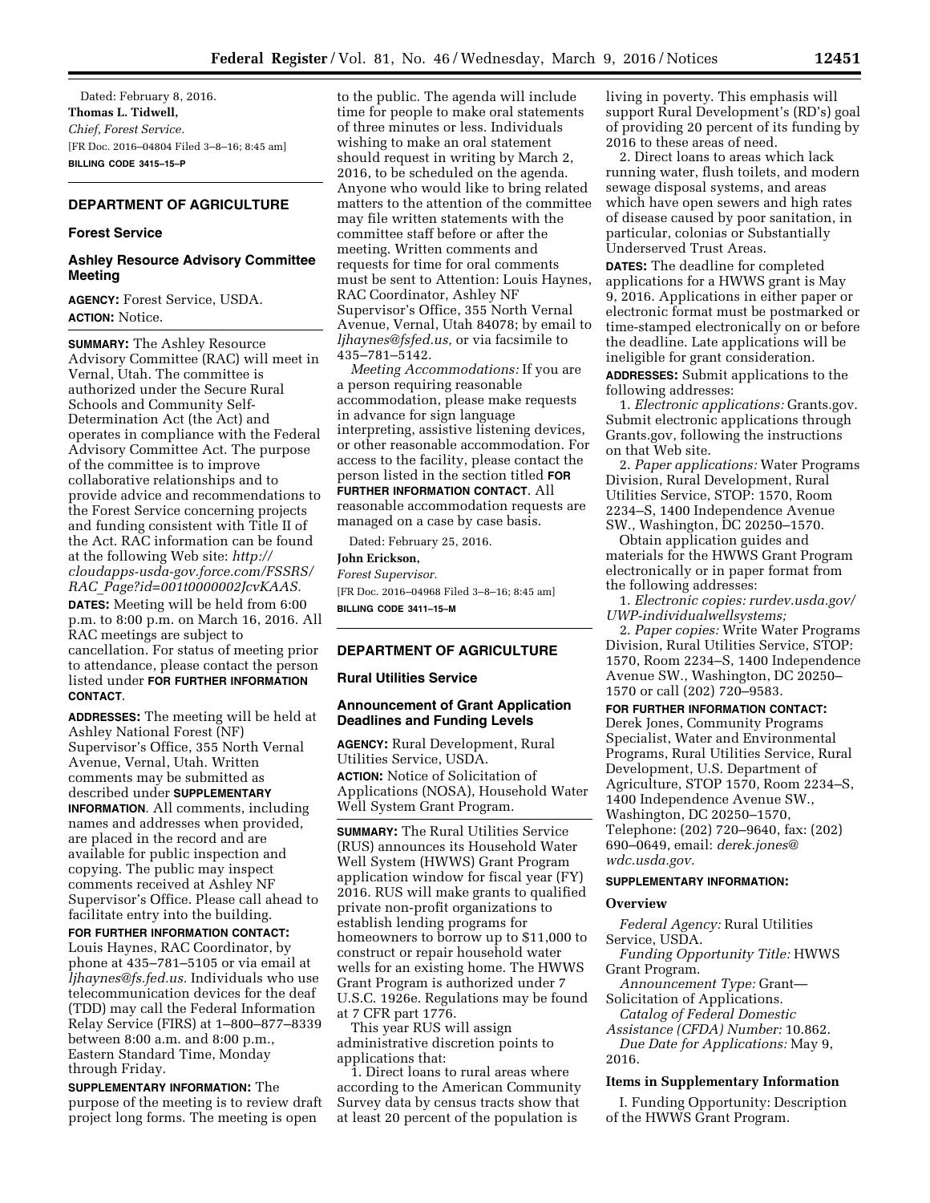Dated: February 8, 2016.

**Thomas L. Tidwell,**

*Chief, Forest Service.*

[FR Doc. 2016–04804 Filed 3–8–16; 8:45 am]

**BILLING CODE 3415–15–P**

## DEPARTMENT OF AGRICULTURE

### Forest Service

### Ashley Resource Advisory Committee Meeting

**AGENCY:** Forest Service, USDA.

**ACTION:** Notice.

**SUMMARY:** The Ashley Resource Advisory Committee (RAC) will meet in Vernal, Utah. The committee is authorized under the Secure Rural Schools and Community Self-Determination Act (the Act) and operates in compliance with the Federal Advisory Committee Act. The purpose of the committee is to improve collaborative relationships and to provide advice and recommendations to the Forest Service concerning projects and funding consistent with Title II of the Act. RAC information can be found at the following Web site: *http://cloudapps-usda-gov.force.com/FSSRS/RAC_Page?id=001t0000002JcvKAAS.*

**DATES:** Meeting will be held from 6:00 p.m. to 8:00 p.m. on March 16, 2016. All RAC meetings are subject to cancellation. For status of meeting prior to attendance, please contact the person listed under **FOR FURTHER INFORMATION CONTACT**.

**ADDRESSES:** The meeting will be held at Ashley National Forest (NF) Supervisor's Office, 355 North Vernal Avenue, Vernal, Utah. Written comments may be submitted as described under **SUPPLEMENTARY INFORMATION**. All comments, including names and addresses when provided, are placed in the record and are available for public inspection and copying. The public may inspect comments received at Ashley NF Supervisor's Office. Please call ahead to facilitate entry into the building.

**FOR FURTHER INFORMATION CONTACT:** Louis Haynes, RAC Coordinator, by phone at 435–781–5105 or via email at *ljhaynes@fs.fed.us.* Individuals who use telecommunication devices for the deaf (TDD) may call the Federal Information Relay Service (FIRS) at 1–800–877–8339 between 8:00 a.m. and 8:00 p.m., Eastern Standard Time, Monday through Friday.

**SUPPLEMENTARY INFORMATION:** The purpose of the meeting is to review draft project long forms. The meeting is open to the public. The agenda will include time for people to make oral statements of three minutes or less. Individuals wishing to make an oral statement should request in writing by March 2, 2016, to be scheduled on the agenda. Anyone who would like to bring related matters to the attention of the committee may file written statements with the committee staff before or after the meeting. Written comments and requests for time for oral comments must be sent to Attention: Louis Haynes, RAC Coordinator, Ashley NF Supervisor's Office, 355 North Vernal Avenue, Vernal, Utah 84078; by email to *ljhaynes@fsfed.us,* or via facsimile to 435–781–5142.

*Meeting Accommodations:* If you are a person requiring reasonable accommodation, please make requests in advance for sign language interpreting, assistive listening devices, or other reasonable accommodation. For access to the facility, please contact the person listed in the section titled **FOR FURTHER INFORMATION CONTACT**. All reasonable accommodation requests are managed on a case by case basis.

Dated: February 25, 2016.

**John Erickson,**

*Forest Supervisor.*

[FR Doc. 2016–04968 Filed 3–8–16; 8:45 am]

**BILLING CODE 3411–15–M**

## DEPARTMENT OF AGRICULTURE

### Rural Utilities Service

### Announcement of Grant Application Deadlines and Funding Levels

**AGENCY:** Rural Development, Rural Utilities Service, USDA.

**ACTION:** Notice of Solicitation of Applications (NOSA), Household Water Well System Grant Program.

**SUMMARY:** The Rural Utilities Service (RUS) announces its Household Water Well System (HWWS) Grant Program application window for fiscal year (FY) 2016. RUS will make grants to qualified private non-profit organizations to establish lending programs for homeowners to borrow up to $11,000 to construct or repair household water wells for an existing home. The HWWS Grant Program is authorized under 7 U.S.C. 1926e. Regulations may be found at 7 CFR part 1776.

This year RUS will assign administrative discretion points to applications that:

1. Direct loans to rural areas where according to the American Community Survey data by census tracts show that at least 20 percent of the population is living in poverty. This emphasis will support Rural Development's (RD's) goal of providing 20 percent of its funding by 2016 to these areas of need.

2. Direct loans to areas which lack running water, flush toilets, and modern sewage disposal systems, and areas which have open sewers and high rates of disease caused by poor sanitation, in particular, colonias or Substantially Underserved Trust Areas.

**DATES:** The deadline for completed applications for a HWWS grant is May 9, 2016. Applications in either paper or electronic format must be postmarked or time-stamped electronically on or before the deadline. Late applications will be ineligible for grant consideration.

**ADDRESSES:** Submit applications to the following addresses:

1. *Electronic applications:* Grants.gov. Submit electronic applications through Grants.gov, following the instructions on that Web site.

2. *Paper applications:* Water Programs Division, Rural Development, Rural Utilities Service, STOP: 1570, Room 2234–S, 1400 Independence Avenue SW., Washington, DC 20250–1570.

Obtain application guides and materials for the HWWS Grant Program electronically or in paper format from the following addresses:

1. *Electronic copies: rurdev.usda.gov/UWP-individualwellsystems;*

2. *Paper copies:* Write Water Programs Division, Rural Utilities Service, STOP: 1570, Room 2234–S, 1400 Independence Avenue SW., Washington, DC 20250–1570 or call (202) 720–9583.

**FOR FURTHER INFORMATION CONTACT:** Derek Jones, Community Programs Specialist, Water and Environmental Programs, Rural Utilities Service, Rural Development, U.S. Department of Agriculture, STOP 1570, Room 2234–S, 1400 Independence Avenue SW., Washington, DC 20250–1570, Telephone: (202) 720–9640, fax: (202) 690–0649, email: *derek.jones@wdc.usda.gov.*

**SUPPLEMENTARY INFORMATION:**

#### Overview

*Federal Agency:* Rural Utilities Service, USDA.

*Funding Opportunity Title:* HWWS Grant Program.

*Announcement Type:* Grant—Solicitation of Applications.

*Catalog of Federal Domestic Assistance (CFDA) Number:* 10.862.

*Due Date for Applications:* May 9, 2016.

#### Items in Supplementary Information

I. Funding Opportunity: Description of the HWWS Grant Program.